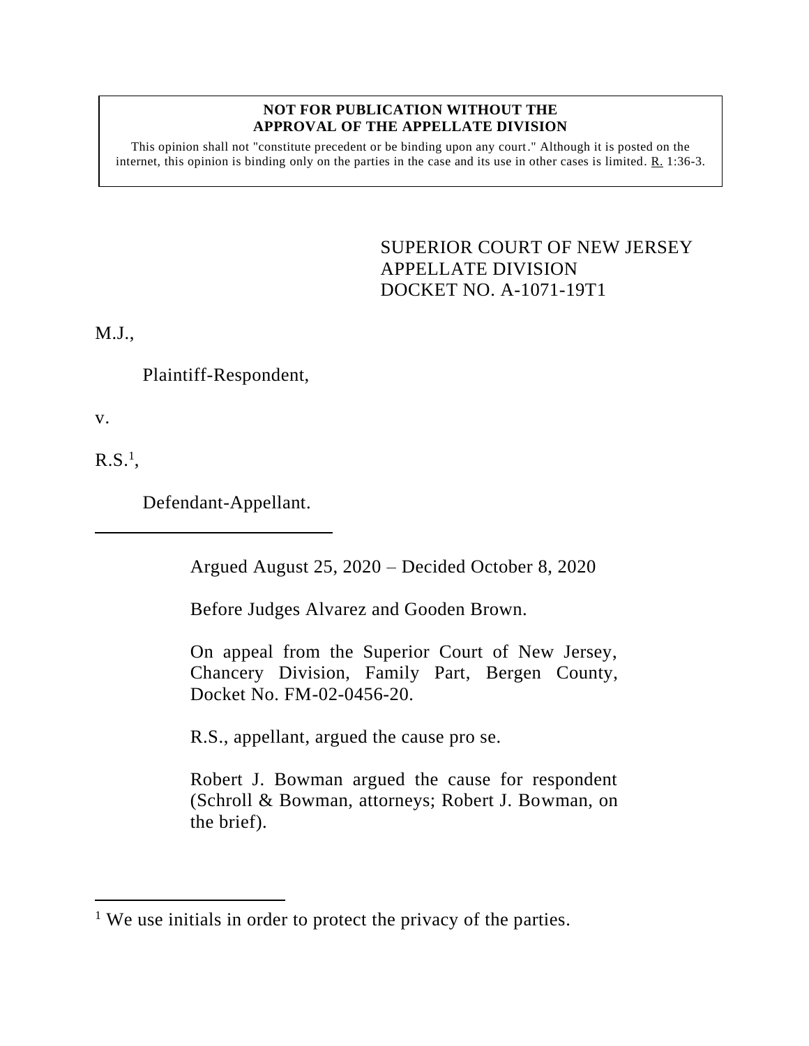**NOT FOR PUBLICATION WITHOUT THE APPROVAL OF THE APPELLATE DIVISION**

This opinion shall not "constitute precedent or be binding upon any court." Although it is posted on the internet, this opinion is binding only on the parties in the case and its use in other cases is limited. R. 1:36-3.

SUPERIOR COURT OF NEW JERSEY
APPELLATE DIVISION
DOCKET NO. A-1071-19T1

M.J.,

Plaintiff-Respondent,

v.

R.S.[1],

Defendant-Appellant.

---

Argued August 25, 2020 – Decided October 8, 2020

Before Judges Alvarez and Gooden Brown.

On appeal from the Superior Court of New Jersey, Chancery Division, Family Part, Bergen County, Docket No. FM-02-0456-20.

R.S., appellant, argued the cause pro se.

Robert J. Bowman argued the cause for respondent (Schroll & Bowman, attorneys; Robert J. Bowman, on the brief).

---

[1] We use initials in order to protect the privacy of the parties.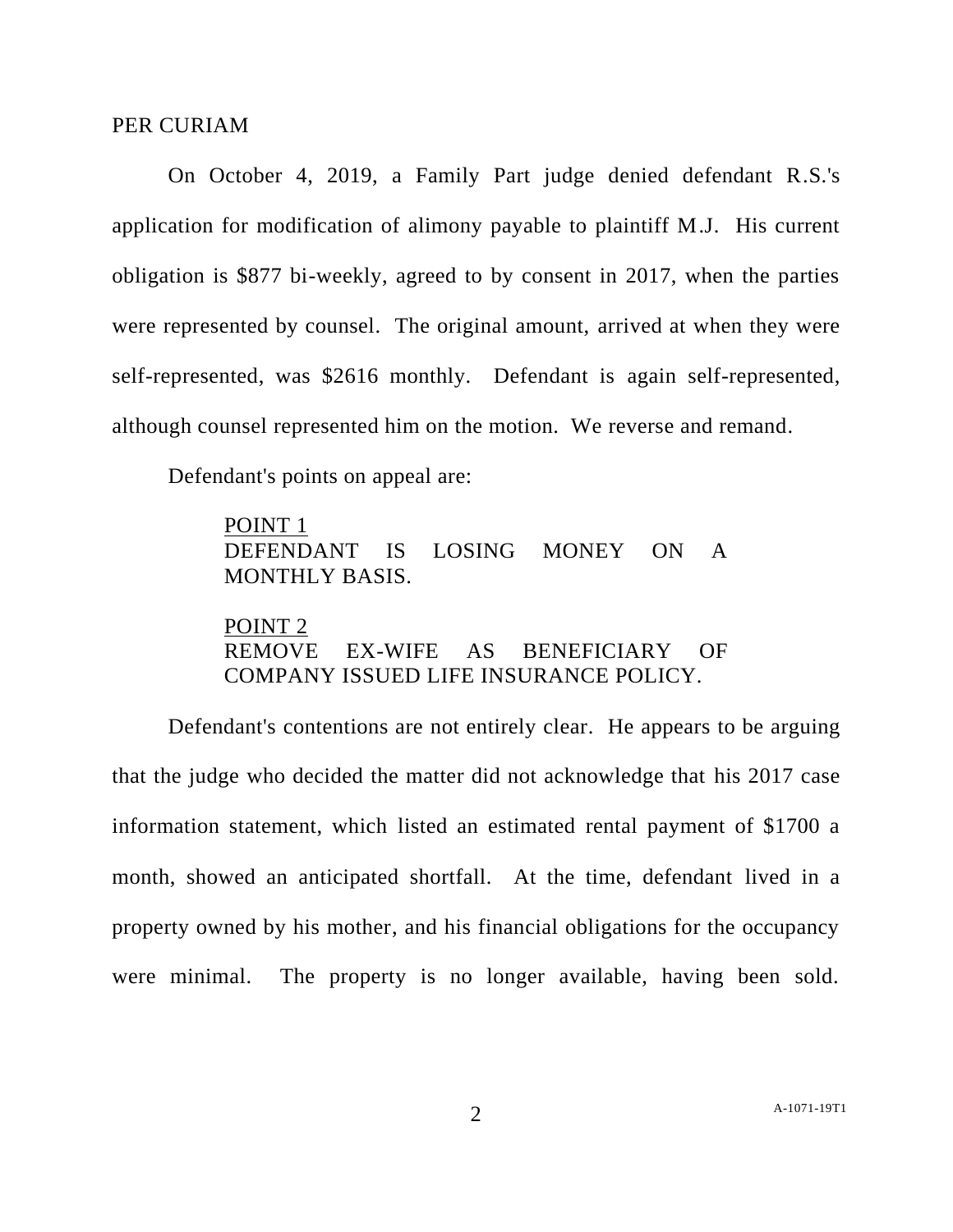PER CURIAM

On October 4, 2019, a Family Part judge denied defendant R.S.'s application for modification of alimony payable to plaintiff M.J. His current obligation is $877 bi-weekly, agreed to by consent in 2017, when the parties were represented by counsel. The original amount, arrived at when they were self-represented, was $2616 monthly. Defendant is again self-represented, although counsel represented him on the motion. We reverse and remand.

Defendant's points on appeal are:

> <u>POINT 1</u>
> DEFENDANT IS LOSING MONEY ON A MONTHLY BASIS.
>
> <u>POINT 2</u>
> REMOVE EX-WIFE AS BENEFICIARY OF COMPANY ISSUED LIFE INSURANCE POLICY.

Defendant's contentions are not entirely clear. He appears to be arguing that the judge who decided the matter did not acknowledge that his 2017 case information statement, which listed an estimated rental payment of $1700 a month, showed an anticipated shortfall. At the time, defendant lived in a property owned by his mother, and his financial obligations for the occupancy were minimal. The property is no longer available, having been sold.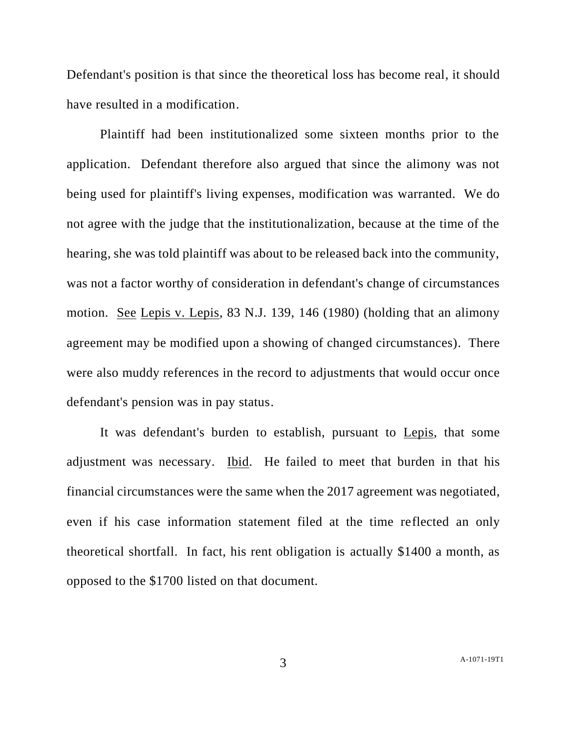Defendant's position is that since the theoretical loss has become real, it should have resulted in a modification.

Plaintiff had been institutionalized some sixteen months prior to the application. Defendant therefore also argued that since the alimony was not being used for plaintiff's living expenses, modification was warranted. We do not agree with the judge that the institutionalization, because at the time of the hearing, she was told plaintiff was about to be released back into the community, was not a factor worthy of consideration in defendant's change of circumstances motion. See Lepis v. Lepis, 83 N.J. 139, 146 (1980) (holding that an alimony agreement may be modified upon a showing of changed circumstances). There were also muddy references in the record to adjustments that would occur once defendant's pension was in pay status.

It was defendant's burden to establish, pursuant to Lepis, that some adjustment was necessary. Ibid. He failed to meet that burden in that his financial circumstances were the same when the 2017 agreement was negotiated, even if his case information statement filed at the time reflected an only theoretical shortfall. In fact, his rent obligation is actually $1400 a month, as opposed to the $1700 listed on that document.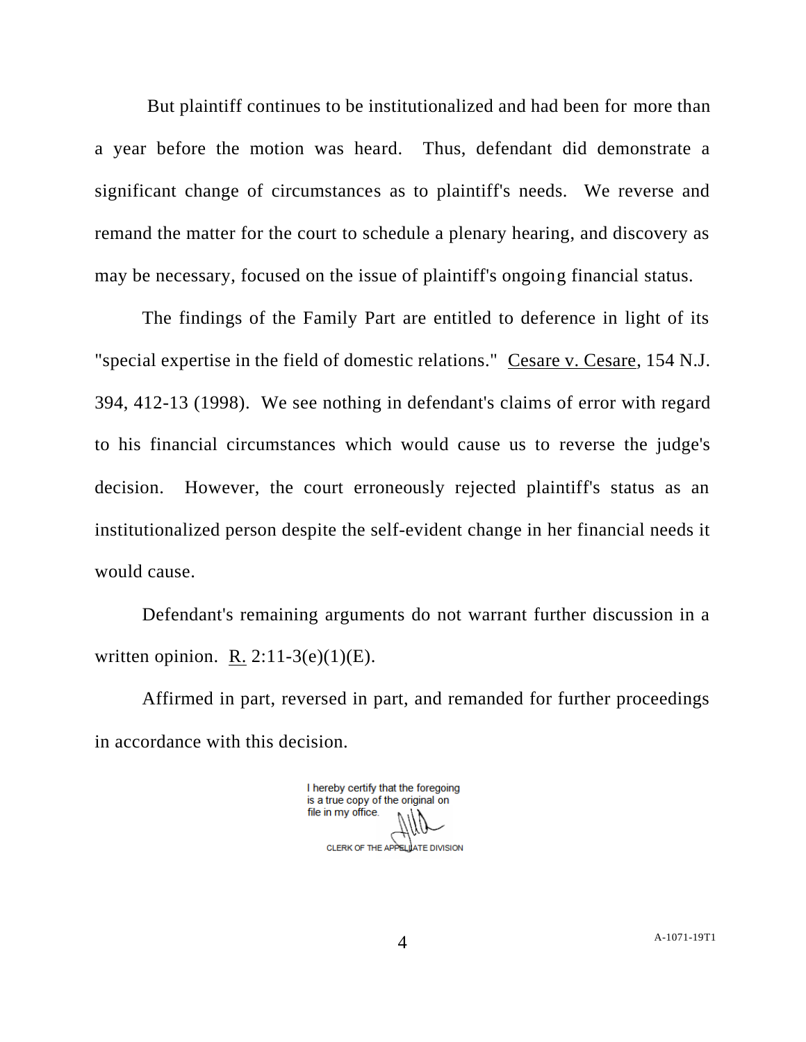But plaintiff continues to be institutionalized and had been for more than a year before the motion was heard. Thus, defendant did demonstrate a significant change of circumstances as to plaintiff's needs. We reverse and remand the matter for the court to schedule a plenary hearing, and discovery as may be necessary, focused on the issue of plaintiff's ongoing financial status.

The findings of the Family Part are entitled to deference in light of its "special expertise in the field of domestic relations." Cesare v. Cesare, 154 N.J. 394, 412-13 (1998). We see nothing in defendant's claims of error with regard to his financial circumstances which would cause us to reverse the judge's decision. However, the court erroneously rejected plaintiff's status as an institutionalized person despite the self-evident change in her financial needs it would cause.

Defendant's remaining arguments do not warrant further discussion in a written opinion. R. 2:11-3(e)(1)(E).

Affirmed in part, reversed in part, and remanded for further proceedings in accordance with this decision.

I hereby certify that the foregoing is a true copy of the original on file in my office.

CLERK OF THE APPELLATE DIVISION